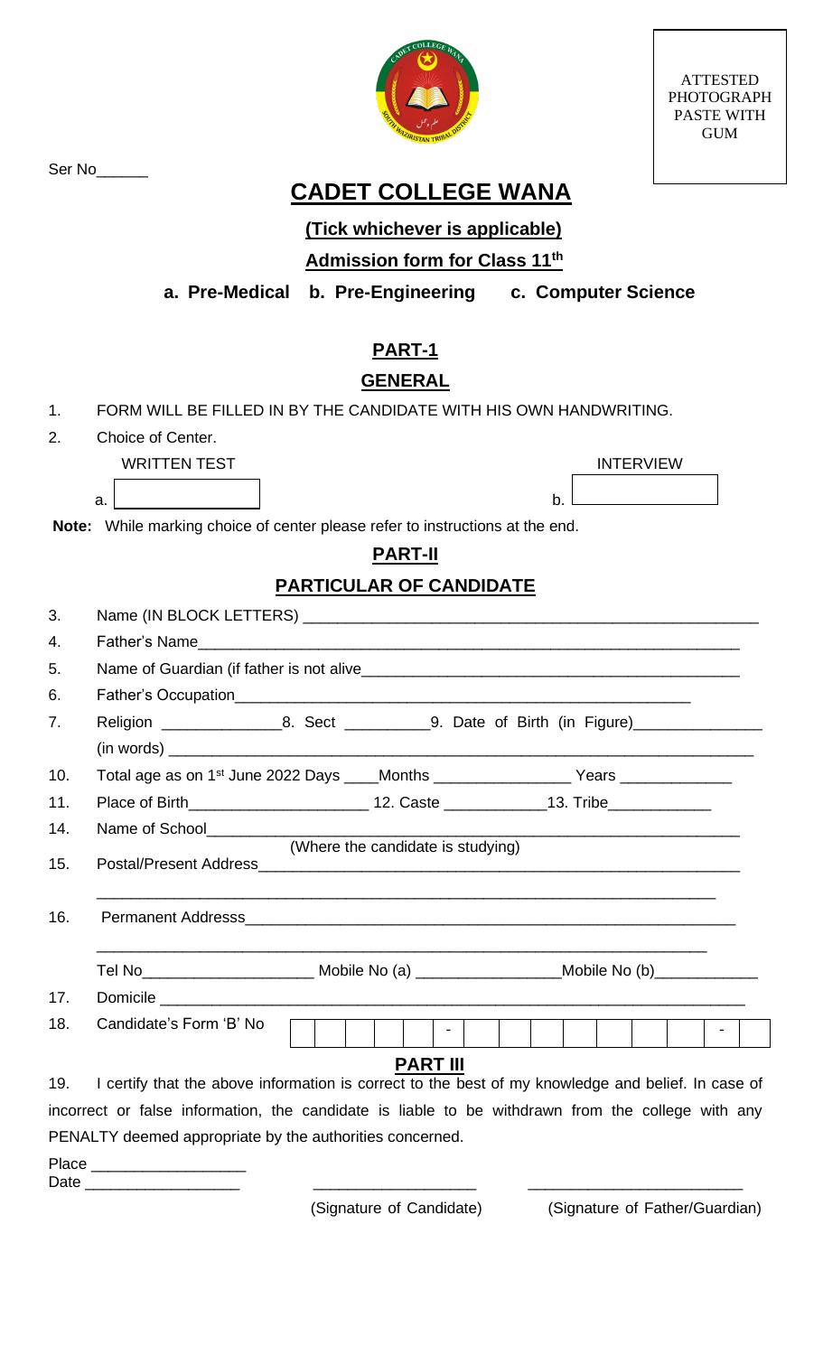ATTESTED PHOTOGRAPH PASTE WITH GUM

Ser No______

# CADET COLLEGE WANA

**(Tick whichever is applicable)**

**Admission form for Class 11th**

**a. Pre-Medical b. Pre-Engineering c. Computer Science**

## PART-1

## GENERAL

1. FORM WILL BE FILLED IN BY THE CANDIDATE WITH HIS OWN HANDWRITING.
2. Choice of Center.

| WRITTEN TEST | INTERVIEW |
|---|---|
| a. ______ | b. ______ |

**Note:** While marking choice of center please refer to instructions at the end.

## PART-II

## PARTICULAR OF CANDIDATE

3. Name (IN BLOCK LETTERS) ____________________________________________
4. Father's Name____________________________________________
5. Name of Guardian (if father is not alive____________________________________________
6. Father's Occupation____________________________________________
7. Religion ______________8. Sect __________9. Date of Birth (in Figure)_______________
   (in words) ____________________________________________
10. Total age as on 1st June 2022 Days ____Months ________________ Years _____________
11. Place of Birth_____________________ 12. Caste ____________13. Tribe____________
14. Name of School____________________________________________
    (Where the candidate is studying)
15. Postal/Present Address____________________________________________
    ____________________________________________
16. Permanent Addresss____________________________________________
    ____________________________________________
    Tel No____________________ Mobile No (a) _________________Mobile No (b)____________
17. Domicile ____________________________________________
18. Candidate's Form 'B' No [ ][ ][ ][ ][ ] - [ ][ ][ ][ ][ ][ ][ ] - [ ]

## PART III

19. I certify that the above information is correct to the best of my knowledge and belief. In case of incorrect or false information, the candidate is liable to be withdrawn from the college with any PENALTY deemed appropriate by the authorities concerned.

Place __________________

Date __________________

___________________ (Signature of Candidate)

_________________________ (Signature of Father/Guardian)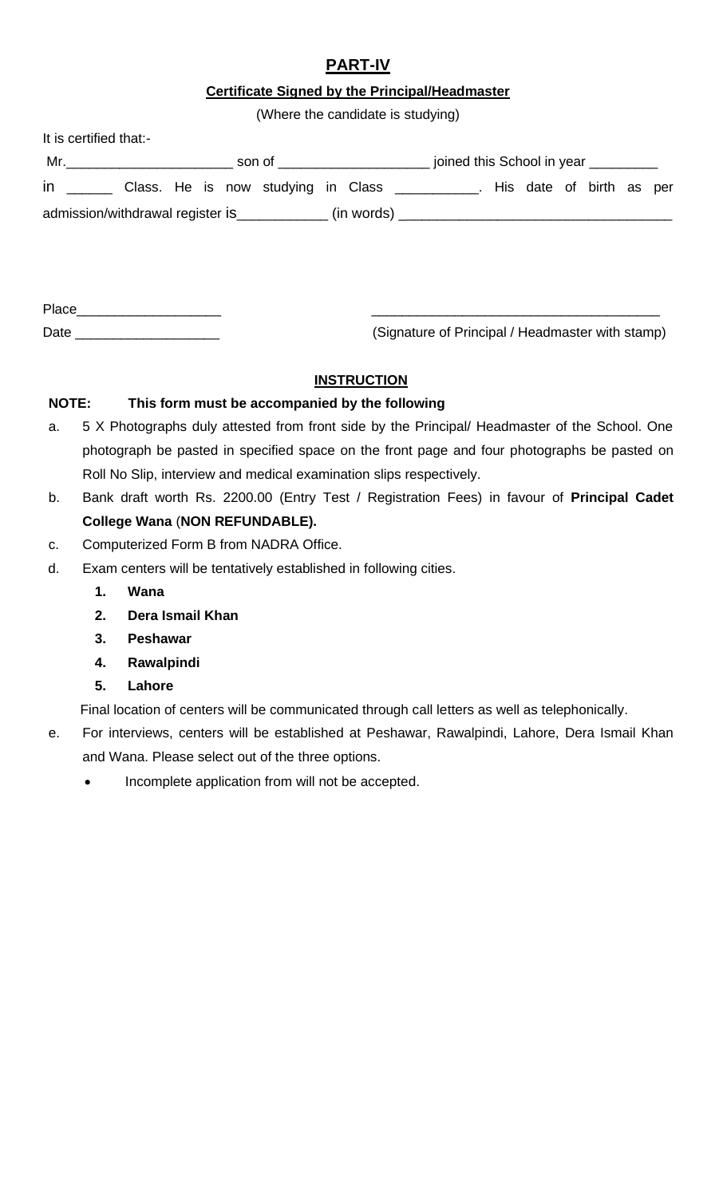## PART-IV

**Certificate Signed by the Principal/Headmaster**

(Where the candidate is studying)

It is certified that:-

Mr.______________________ son of ____________________ joined this School in year _________ in ______ Class. He is now studying in Class __________. His date of birth as per admission/withdrawal register is___________ (in words) ___________________________________

Place___________________

Date ___________________

_____________________________________

(Signature of Principal / Headmaster with stamp)

**INSTRUCTION**

**NOTE: This form must be accompanied by the following**

a. 5 X Photographs duly attested from front side by the Principal/ Headmaster of the School. One photograph be pasted in specified space on the front page and four photographs be pasted on Roll No Slip, interview and medical examination slips respectively.

b. Bank draft worth Rs. 2200.00 (Entry Test / Registration Fees) in favour of **Principal Cadet College Wana** (**NON REFUNDABLE).**

c. Computerized Form B from NADRA Office.

d. Exam centers will be tentatively established in following cities.

   1. **Wana**
   2. **Dera Ismail Khan**
   3. **Peshawar**
   4. **Rawalpindi**
   5. **Lahore**

   Final location of centers will be communicated through call letters as well as telephonically.

e. For interviews, centers will be established at Peshawar, Rawalpindi, Lahore, Dera Ismail Khan and Wana. Please select out of the three options.

- Incomplete application from will not be accepted.